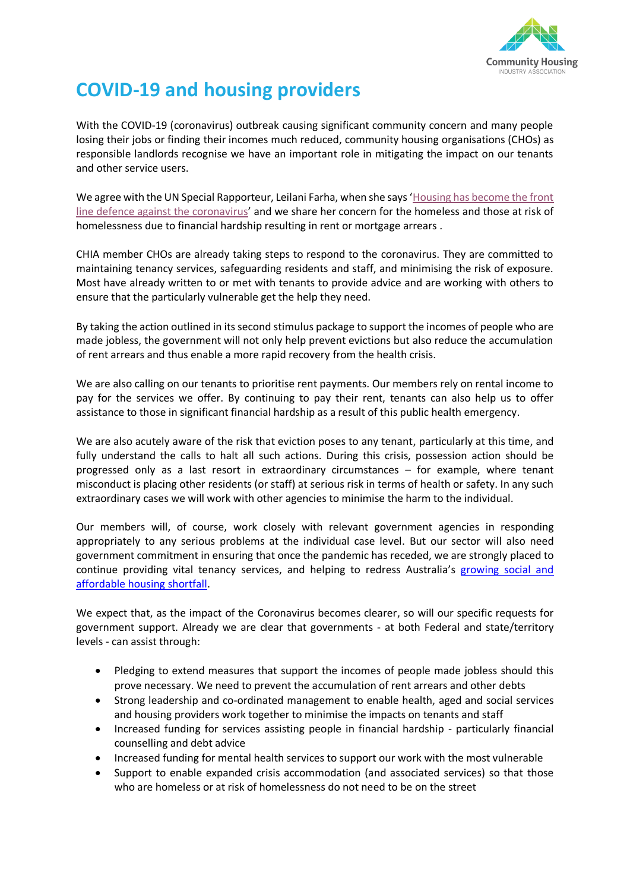# COVID-19 and housing providers

With the COVID-19 (coronavirus) outbreak causing significant community concern and many people losing their jobs or finding their incomes much reduced, community housing organisations (CHOs) as responsible landlords recognise we have an important role in mitigating the impact on our tenants and other service users.

We agree with the UN Special Rapporteur, Leilani Farha, when she says 'Housing has become the front line defence against the coronavirus' and we share her concern for the homeless and those at risk of homelessness due to financial hardship resulting in rent or mortgage arrears .

CHIA member CHOs are already taking steps to respond to the coronavirus. They are committed to maintaining tenancy services, safeguarding residents and staff, and minimising the risk of exposure. Most have already written to or met with tenants to provide advice and are working with others to ensure that the particularly vulnerable get the help they need.

By taking the action outlined in its second stimulus package to support the incomes of people who are made jobless, the government will not only help prevent evictions but also reduce the accumulation of rent arrears and thus enable a more rapid recovery from the health crisis.

We are also calling on our tenants to prioritise rent payments. Our members rely on rental income to pay for the services we offer. By continuing to pay their rent, tenants can also help us to offer assistance to those in significant financial hardship as a result of this public health emergency.

We are also acutely aware of the risk that eviction poses to any tenant, particularly at this time, and fully understand the calls to halt all such actions. During this crisis, possession action should be progressed only as a last resort in extraordinary circumstances – for example, where tenant misconduct is placing other residents (or staff) at serious risk in terms of health or safety. In any such extraordinary cases we will work with other agencies to minimise the harm to the individual.

Our members will, of course, work closely with relevant government agencies in responding appropriately to any serious problems at the individual case level. But our sector will also need government commitment in ensuring that once the pandemic has receded, we are strongly placed to continue providing vital tenancy services, and helping to redress Australia's growing social and affordable housing shortfall.

We expect that, as the impact of the Coronavirus becomes clearer, so will our specific requests for government support. Already we are clear that governments - at both Federal and state/territory levels - can assist through:

- Pledging to extend measures that support the incomes of people made jobless should this prove necessary. We need to prevent the accumulation of rent arrears and other debts
- Strong leadership and co-ordinated management to enable health, aged and social services and housing providers work together to minimise the impacts on tenants and staff
- Increased funding for services assisting people in financial hardship - particularly financial counselling and debt advice
- Increased funding for mental health services to support our work with the most vulnerable
- Support to enable expanded crisis accommodation (and associated services) so that those who are homeless or at risk of homelessness do not need to be on the street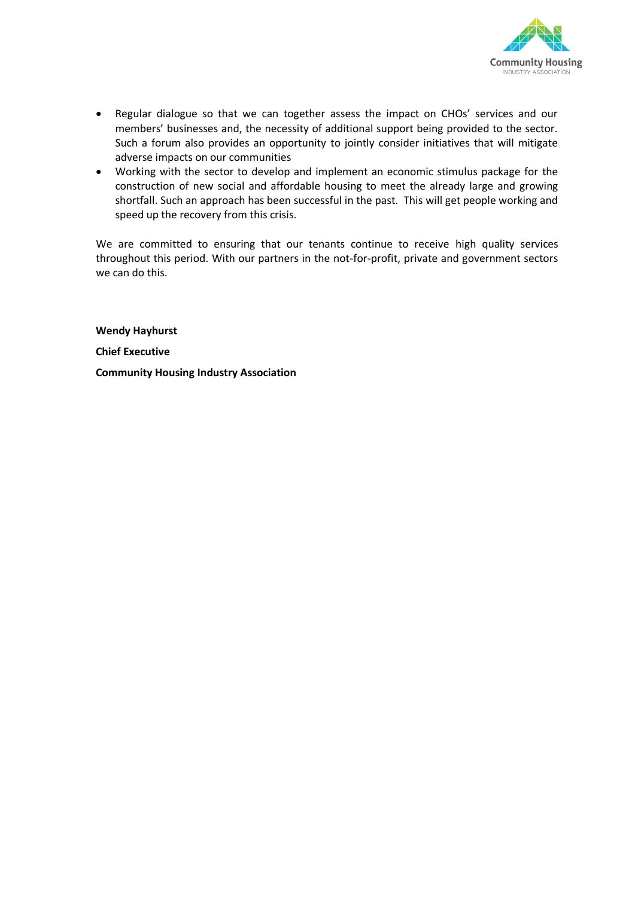- Regular dialogue so that we can together assess the impact on CHOs' services and our members' businesses and, the necessity of additional support being provided to the sector. Such a forum also provides an opportunity to jointly consider initiatives that will mitigate adverse impacts on our communities
- Working with the sector to develop and implement an economic stimulus package for the construction of new social and affordable housing to meet the already large and growing shortfall. Such an approach has been successful in the past. This will get people working and speed up the recovery from this crisis.

We are committed to ensuring that our tenants continue to receive high quality services throughout this period. With our partners in the not-for-profit, private and government sectors we can do this.

**Wendy Hayhurst**

**Chief Executive**

**Community Housing Industry Association**